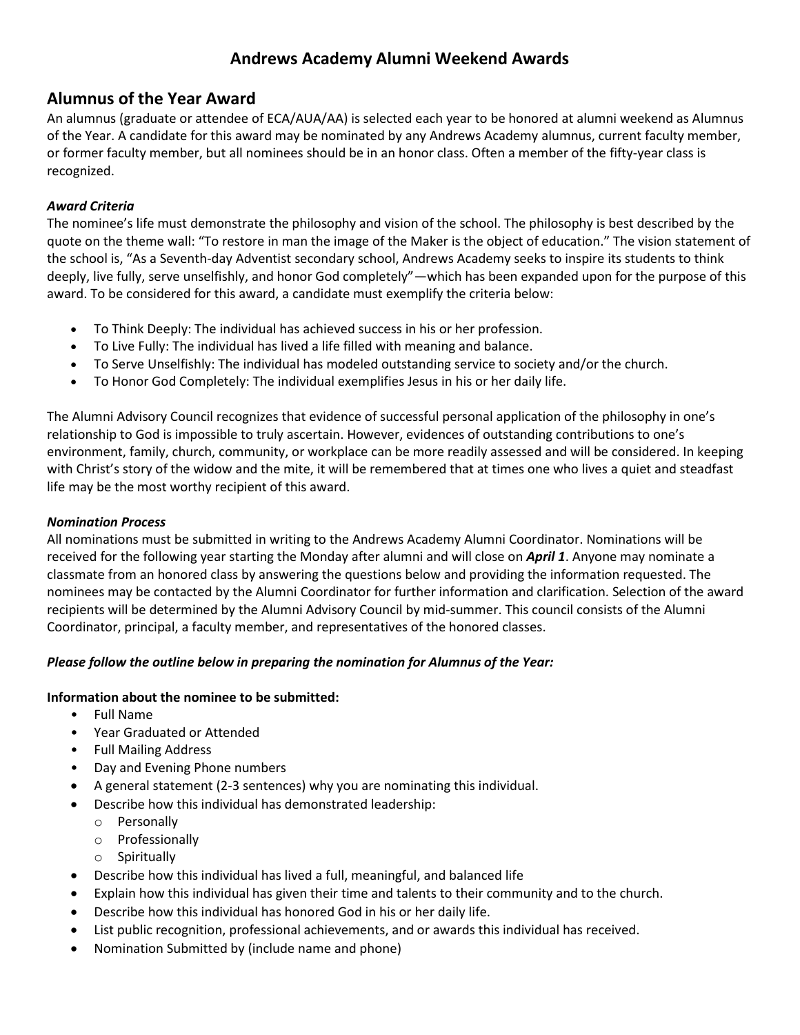# Andrews Academy Alumni Weekend Awards

## Alumnus of the Year Award

An alumnus (graduate or attendee of ECA/AUA/AA) is selected each year to be honored at alumni weekend as Alumnus of the Year. A candidate for this award may be nominated by any Andrews Academy alumnus, current faculty member, or former faculty member, but all nominees should be in an honor class. Often a member of the fifty-year class is recognized.

***Award Criteria***

The nominee's life must demonstrate the philosophy and vision of the school. The philosophy is best described by the quote on the theme wall: "To restore in man the image of the Maker is the object of education." The vision statement of the school is, "As a Seventh-day Adventist secondary school, Andrews Academy seeks to inspire its students to think deeply, live fully, serve unselfishly, and honor God completely"—which has been expanded upon for the purpose of this award. To be considered for this award, a candidate must exemplify the criteria below:

- To Think Deeply: The individual has achieved success in his or her profession.
- To Live Fully: The individual has lived a life filled with meaning and balance.
- To Serve Unselfishly: The individual has modeled outstanding service to society and/or the church.
- To Honor God Completely: The individual exemplifies Jesus in his or her daily life.

The Alumni Advisory Council recognizes that evidence of successful personal application of the philosophy in one's relationship to God is impossible to truly ascertain. However, evidences of outstanding contributions to one's environment, family, church, community, or workplace can be more readily assessed and will be considered. In keeping with Christ's story of the widow and the mite, it will be remembered that at times one who lives a quiet and steadfast life may be the most worthy recipient of this award.

***Nomination Process***

All nominations must be submitted in writing to the Andrews Academy Alumni Coordinator. Nominations will be received for the following year starting the Monday after alumni and will close on ***April 1***. Anyone may nominate a classmate from an honored class by answering the questions below and providing the information requested. The nominees may be contacted by the Alumni Coordinator for further information and clarification. Selection of the award recipients will be determined by the Alumni Advisory Council by mid-summer. This council consists of the Alumni Coordinator, principal, a faculty member, and representatives of the honored classes.

***Please follow the outline below in preparing the nomination for Alumnus of the Year:***

**Information about the nominee to be submitted:**

- Full Name
- Year Graduated or Attended
- Full Mailing Address
- Day and Evening Phone numbers
- A general statement (2-3 sentences) why you are nominating this individual.
- Describe how this individual has demonstrated leadership:
  - Personally
  - Professionally
  - Spiritually
- Describe how this individual has lived a full, meaningful, and balanced life
- Explain how this individual has given their time and talents to their community and to the church.
- Describe how this individual has honored God in his or her daily life.
- List public recognition, professional achievements, and or awards this individual has received.
- Nomination Submitted by (include name and phone)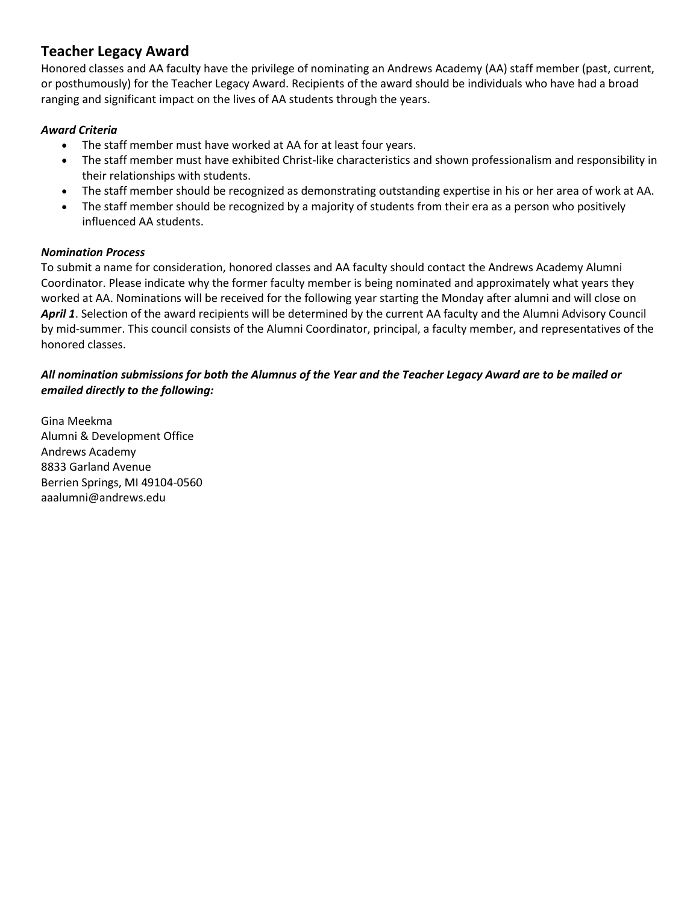## Teacher Legacy Award

Honored classes and AA faculty have the privilege of nominating an Andrews Academy (AA) staff member (past, current, or posthumously) for the Teacher Legacy Award. Recipients of the award should be individuals who have had a broad ranging and significant impact on the lives of AA students through the years.

### *Award Criteria*

- The staff member must have worked at AA for at least four years.
- The staff member must have exhibited Christ-like characteristics and shown professionalism and responsibility in their relationships with students.
- The staff member should be recognized as demonstrating outstanding expertise in his or her area of work at AA.
- The staff member should be recognized by a majority of students from their era as a person who positively influenced AA students.

### *Nomination Process*

To submit a name for consideration, honored classes and AA faculty should contact the Andrews Academy Alumni Coordinator. Please indicate why the former faculty member is being nominated and approximately what years they worked at AA. Nominations will be received for the following year starting the Monday after alumni and will close on ***April 1***. Selection of the award recipients will be determined by the current AA faculty and the Alumni Advisory Council by mid-summer. This council consists of the Alumni Coordinator, principal, a faculty member, and representatives of the honored classes.

***All nomination submissions for both the Alumnus of the Year and the Teacher Legacy Award are to be mailed or emailed directly to the following:***

Gina Meekma
Alumni & Development Office
Andrews Academy
8833 Garland Avenue
Berrien Springs, MI 49104-0560
aaalumni@andrews.edu